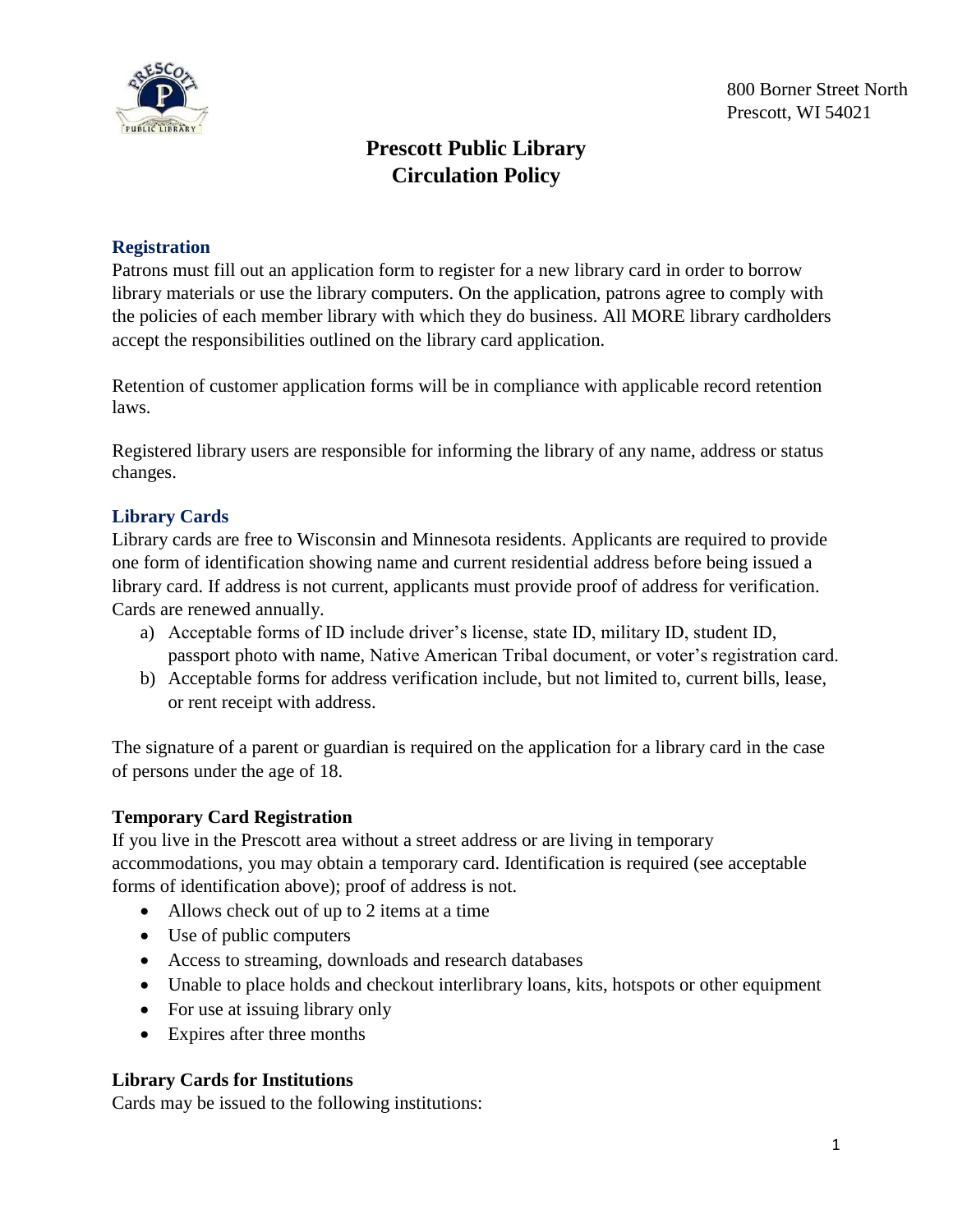800 Borner Street North
Prescott, WI 54021

# Prescott Public Library
# Circulation Policy

## Registration

Patrons must fill out an application form to register for a new library card in order to borrow library materials or use the library computers. On the application, patrons agree to comply with the policies of each member library with which they do business. All MORE library cardholders accept the responsibilities outlined on the library card application.

Retention of customer application forms will be in compliance with applicable record retention laws.

Registered library users are responsible for informing the library of any name, address or status changes.

## Library Cards

Library cards are free to Wisconsin and Minnesota residents. Applicants are required to provide one form of identification showing name and current residential address before being issued a library card. If address is not current, applicants must provide proof of address for verification. Cards are renewed annually.

a) Acceptable forms of ID include driver's license, state ID, military ID, student ID, passport photo with name, Native American Tribal document, or voter's registration card.
b) Acceptable forms for address verification include, but not limited to, current bills, lease, or rent receipt with address.

The signature of a parent or guardian is required on the application for a library card in the case of persons under the age of 18.

### Temporary Card Registration

If you live in the Prescott area without a street address or are living in temporary accommodations, you may obtain a temporary card. Identification is required (see acceptable forms of identification above); proof of address is not.

- Allows check out of up to 2 items at a time
- Use of public computers
- Access to streaming, downloads and research databases
- Unable to place holds and checkout interlibrary loans, kits, hotspots or other equipment
- For use at issuing library only
- Expires after three months

### Library Cards for Institutions

Cards may be issued to the following institutions: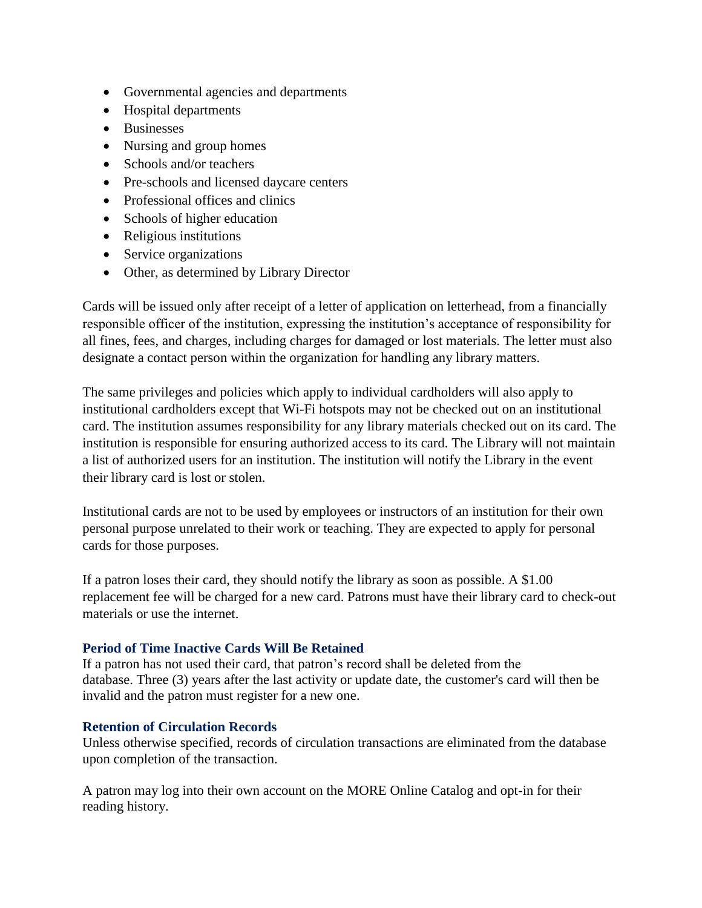- Governmental agencies and departments
- Hospital departments
- Businesses
- Nursing and group homes
- Schools and/or teachers
- Pre-schools and licensed daycare centers
- Professional offices and clinics
- Schools of higher education
- Religious institutions
- Service organizations
- Other, as determined by Library Director

Cards will be issued only after receipt of a letter of application on letterhead, from a financially responsible officer of the institution, expressing the institution's acceptance of responsibility for all fines, fees, and charges, including charges for damaged or lost materials. The letter must also designate a contact person within the organization for handling any library matters.

The same privileges and policies which apply to individual cardholders will also apply to institutional cardholders except that Wi-Fi hotspots may not be checked out on an institutional card. The institution assumes responsibility for any library materials checked out on its card. The institution is responsible for ensuring authorized access to its card. The Library will not maintain a list of authorized users for an institution. The institution will notify the Library in the event their library card is lost or stolen.

Institutional cards are not to be used by employees or instructors of an institution for their own personal purpose unrelated to their work or teaching. They are expected to apply for personal cards for those purposes.

If a patron loses their card, they should notify the library as soon as possible. A $1.00 replacement fee will be charged for a new card. Patrons must have their library card to check-out materials or use the internet.

### Period of Time Inactive Cards Will Be Retained

If a patron has not used their card, that patron's record shall be deleted from the database. Three (3) years after the last activity or update date, the customer's card will then be invalid and the patron must register for a new one.

### Retention of Circulation Records

Unless otherwise specified, records of circulation transactions are eliminated from the database upon completion of the transaction.

A patron may log into their own account on the MORE Online Catalog and opt-in for their reading history.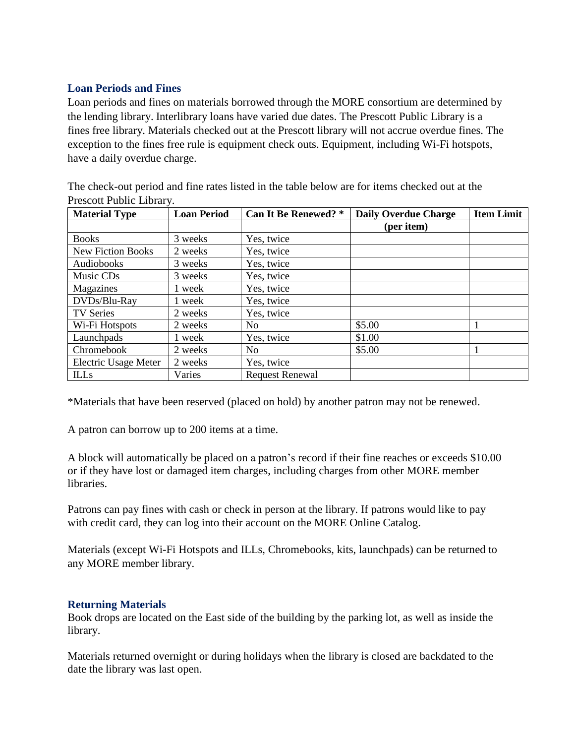## Loan Periods and Fines

Loan periods and fines on materials borrowed through the MORE consortium are determined by the lending library. Interlibrary loans have varied due dates. The Prescott Public Library is a fines free library. Materials checked out at the Prescott library will not accrue overdue fines. The exception to the fines free rule is equipment check outs. Equipment, including Wi-Fi hotspots, have a daily overdue charge.

The check-out period and fine rates listed in the table below are for items checked out at the Prescott Public Library.

| Material Type | Loan Period | Can It Be Renewed? * | Daily Overdue Charge (per item) | Item Limit |
|---|---|---|---|---|
| Books | 3 weeks | Yes, twice | | |
| New Fiction Books | 2 weeks | Yes, twice | | |
| Audiobooks | 3 weeks | Yes, twice | | |
| Music CDs | 3 weeks | Yes, twice | | |
| Magazines | 1 week | Yes, twice | | |
| DVDs/Blu-Ray | 1 week | Yes, twice | | |
| TV Series | 2 weeks | Yes, twice | | |
| Wi-Fi Hotspots | 2 weeks | No | $5.00 | 1 |
| Launchpads | 1 week | Yes, twice | $1.00 | |
| Chromebook | 2 weeks | No | $5.00 | 1 |
| Electric Usage Meter | 2 weeks | Yes, twice | | |
| ILLs | Varies | Request Renewal | | |

*Materials that have been reserved (placed on hold) by another patron may not be renewed.

A patron can borrow up to 200 items at a time.

A block will automatically be placed on a patron's record if their fine reaches or exceeds $10.00 or if they have lost or damaged item charges, including charges from other MORE member libraries.

Patrons can pay fines with cash or check in person at the library. If patrons would like to pay with credit card, they can log into their account on the MORE Online Catalog.

Materials (except Wi-Fi Hotspots and ILLs, Chromebooks, kits, launchpads) can be returned to any MORE member library.

## Returning Materials

Book drops are located on the East side of the building by the parking lot, as well as inside the library.

Materials returned overnight or during holidays when the library is closed are backdated to the date the library was last open.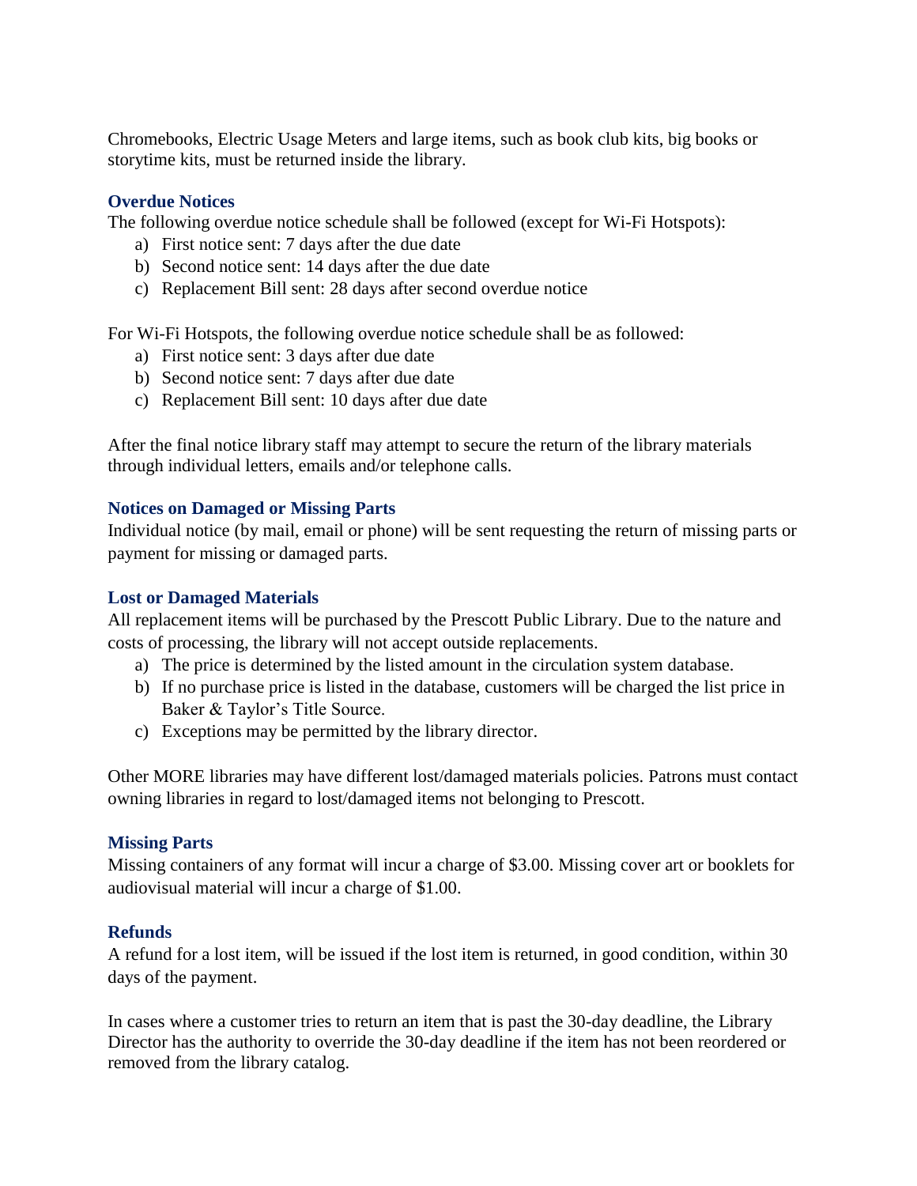Chromebooks, Electric Usage Meters and large items, such as book club kits, big books or storytime kits, must be returned inside the library.

### Overdue Notices

The following overdue notice schedule shall be followed (except for Wi-Fi Hotspots):

a) First notice sent: 7 days after the due date
b) Second notice sent: 14 days after the due date
c) Replacement Bill sent: 28 days after second overdue notice

For Wi-Fi Hotspots, the following overdue notice schedule shall be as followed:

a) First notice sent: 3 days after due date
b) Second notice sent: 7 days after due date
c) Replacement Bill sent: 10 days after due date

After the final notice library staff may attempt to secure the return of the library materials through individual letters, emails and/or telephone calls.

### Notices on Damaged or Missing Parts

Individual notice (by mail, email or phone) will be sent requesting the return of missing parts or payment for missing or damaged parts.

### Lost or Damaged Materials

All replacement items will be purchased by the Prescott Public Library. Due to the nature and costs of processing, the library will not accept outside replacements.

a) The price is determined by the listed amount in the circulation system database.
b) If no purchase price is listed in the database, customers will be charged the list price in Baker & Taylor's Title Source.
c) Exceptions may be permitted by the library director.

Other MORE libraries may have different lost/damaged materials policies. Patrons must contact owning libraries in regard to lost/damaged items not belonging to Prescott.

### Missing Parts

Missing containers of any format will incur a charge of $3.00. Missing cover art or booklets for audiovisual material will incur a charge of $1.00.

### Refunds

A refund for a lost item, will be issued if the lost item is returned, in good condition, within 30 days of the payment.

In cases where a customer tries to return an item that is past the 30-day deadline, the Library Director has the authority to override the 30-day deadline if the item has not been reordered or removed from the library catalog.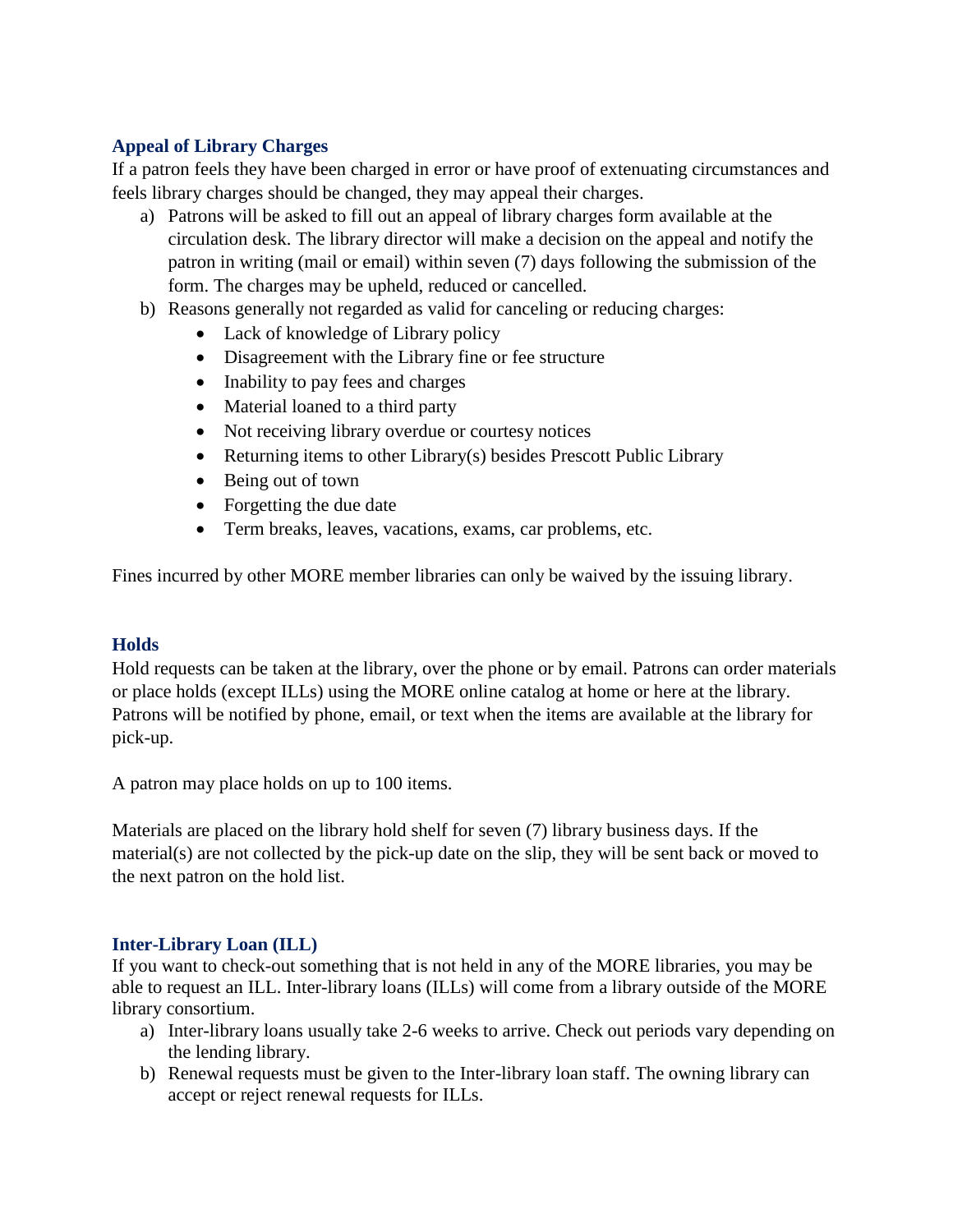## Appeal of Library Charges

If a patron feels they have been charged in error or have proof of extenuating circumstances and feels library charges should be changed, they may appeal their charges.

a) Patrons will be asked to fill out an appeal of library charges form available at the circulation desk. The library director will make a decision on the appeal and notify the patron in writing (mail or email) within seven (7) days following the submission of the form. The charges may be upheld, reduced or cancelled.
b) Reasons generally not regarded as valid for canceling or reducing charges:
    - Lack of knowledge of Library policy
    - Disagreement with the Library fine or fee structure
    - Inability to pay fees and charges
    - Material loaned to a third party
    - Not receiving library overdue or courtesy notices
    - Returning items to other Library(s) besides Prescott Public Library
    - Being out of town
    - Forgetting the due date
    - Term breaks, leaves, vacations, exams, car problems, etc.

Fines incurred by other MORE member libraries can only be waived by the issuing library.

## Holds

Hold requests can be taken at the library, over the phone or by email. Patrons can order materials or place holds (except ILLs) using the MORE online catalog at home or here at the library. Patrons will be notified by phone, email, or text when the items are available at the library for pick-up.

A patron may place holds on up to 100 items.

Materials are placed on the library hold shelf for seven (7) library business days. If the material(s) are not collected by the pick-up date on the slip, they will be sent back or moved to the next patron on the hold list.

## Inter-Library Loan (ILL)

If you want to check-out something that is not held in any of the MORE libraries, you may be able to request an ILL. Inter-library loans (ILLs) will come from a library outside of the MORE library consortium.

a) Inter-library loans usually take 2-6 weeks to arrive. Check out periods vary depending on the lending library.
b) Renewal requests must be given to the Inter-library loan staff. The owning library can accept or reject renewal requests for ILLs.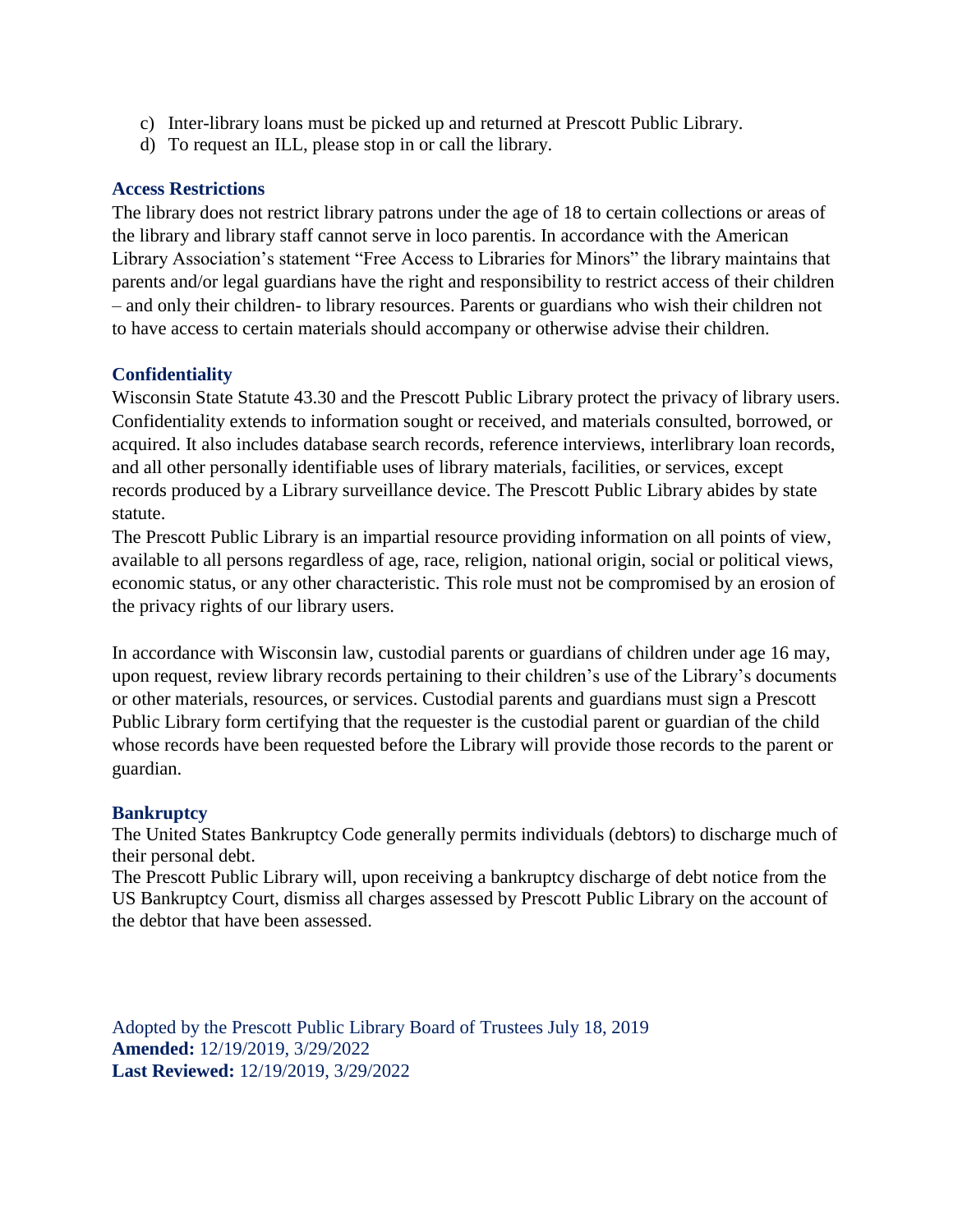c) Inter-library loans must be picked up and returned at Prescott Public Library.
d) To request an ILL, please stop in or call the library.

### Access Restrictions

The library does not restrict library patrons under the age of 18 to certain collections or areas of the library and library staff cannot serve in loco parentis. In accordance with the American Library Association's statement "Free Access to Libraries for Minors" the library maintains that parents and/or legal guardians have the right and responsibility to restrict access of their children – and only their children- to library resources. Parents or guardians who wish their children not to have access to certain materials should accompany or otherwise advise their children.

### Confidentiality

Wisconsin State Statute 43.30 and the Prescott Public Library protect the privacy of library users. Confidentiality extends to information sought or received, and materials consulted, borrowed, or acquired. It also includes database search records, reference interviews, interlibrary loan records, and all other personally identifiable uses of library materials, facilities, or services, except records produced by a Library surveillance device. The Prescott Public Library abides by state statute.

The Prescott Public Library is an impartial resource providing information on all points of view, available to all persons regardless of age, race, religion, national origin, social or political views, economic status, or any other characteristic. This role must not be compromised by an erosion of the privacy rights of our library users.

In accordance with Wisconsin law, custodial parents or guardians of children under age 16 may, upon request, review library records pertaining to their children's use of the Library's documents or other materials, resources, or services. Custodial parents and guardians must sign a Prescott Public Library form certifying that the requester is the custodial parent or guardian of the child whose records have been requested before the Library will provide those records to the parent or guardian.

### Bankruptcy

The United States Bankruptcy Code generally permits individuals (debtors) to discharge much of their personal debt.

The Prescott Public Library will, upon receiving a bankruptcy discharge of debt notice from the US Bankruptcy Court, dismiss all charges assessed by Prescott Public Library on the account of the debtor that have been assessed.

Adopted by the Prescott Public Library Board of Trustees July 18, 2019
**Amended:** 12/19/2019, 3/29/2022
**Last Reviewed:** 12/19/2019, 3/29/2022